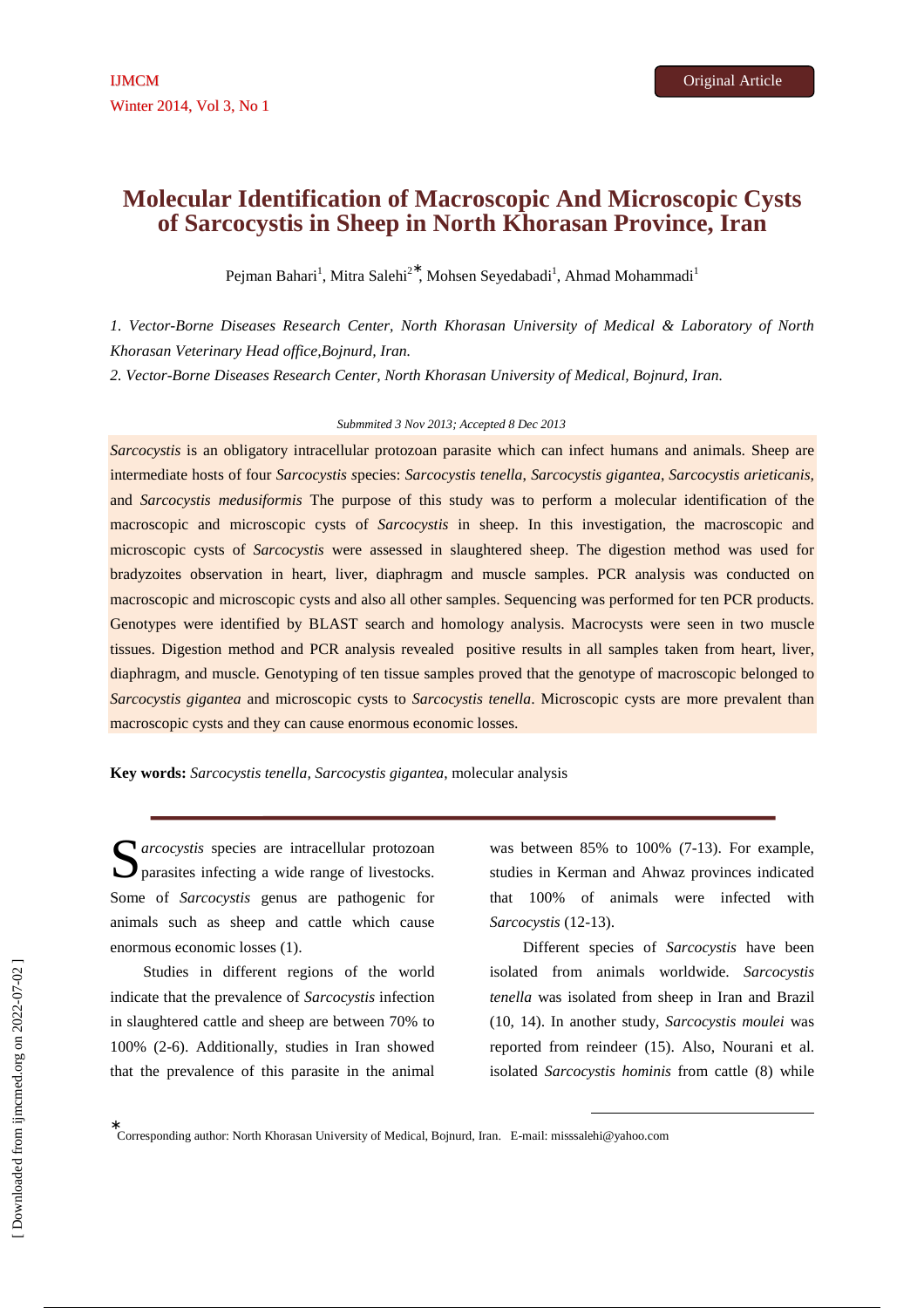# Molecular Identification of Macroscopic And Microscopic Cysts of Sarcocystis in Sheep in North Khorasan Province, Iran

Pejman Bahari[1], Mitra Salehi[2]*, Mohsen Seyedabadi[1], Ahmad Mohammadi[1]

*1. Vector-Borne Diseases Research Center, North Khorasan University of Medical & Laboratory of North Khorasan Veterinary Head office,Bojnurd, Iran.*

*2. Vector-Borne Diseases Research Center, North Khorasan University of Medical, Bojnurd, Iran.*

*Submitted 3 Nov 2013; Accepted 8 Dec 2013*

*Sarcocystis* is an obligatory intracellular protozoan parasite which can infect humans and animals. Sheep are intermediate hosts of four *Sarcocystis* species: *Sarcocystis tenella*, *Sarcocystis gigantea*, *Sarcocystis arieticanis*, and *Sarcocystis medusiformis* The purpose of this study was to perform a molecular identification of the macroscopic and microscopic cysts of *Sarcocystis* in sheep. In this investigation, the macroscopic and microscopic cysts of *Sarcocystis* were assessed in slaughtered sheep. The digestion method was used for bradyzoites observation in heart, liver, diaphragm and muscle samples. PCR analysis was conducted on macroscopic and microscopic cysts and also all other samples. Sequencing was performed for ten PCR products. Genotypes were identified by BLAST search and homology analysis. Macrocysts were seen in two muscle tissues. Digestion method and PCR analysis revealed positive results in all samples taken from heart, liver, diaphragm, and muscle. Genotyping of ten tissue samples proved that the genotype of macroscopic belonged to *Sarcocystis gigantea* and microscopic cysts to *Sarcocystis tenella*. Microscopic cysts are more prevalent than macroscopic cysts and they can cause enormous economic losses.

**Key words:** *Sarcocystis tenella, Sarcocystis gigantea*, molecular analysis

*Sarcocystis* species are intracellular protozoan parasites infecting a wide range of livestocks. Some of *Sarcocystis* genus are pathogenic for animals such as sheep and cattle which cause enormous economic losses (1).

Studies in different regions of the world indicate that the prevalence of *Sarcocystis* infection in slaughtered cattle and sheep are between 70% to 100% (2-6). Additionally, studies in Iran showed that the prevalence of this parasite in the animal was between 85% to 100% (7-13). For example, studies in Kerman and Ahwaz provinces indicated that 100% of animals were infected with *Sarcocystis* (12-13).

Different species of *Sarcocystis* have been isolated from animals worldwide. *Sarcocystis tenella* was isolated from sheep in Iran and Brazil (10, 14). In another study, *Sarcocystis moulei* was reported from reindeer (15). Also, Nourani et al. isolated *Sarcocystis hominis* from cattle (8) while

*Corresponding author: North Khorasan University of Medical, Bojnurd, Iran. E-mail: misssalehi@yahoo.com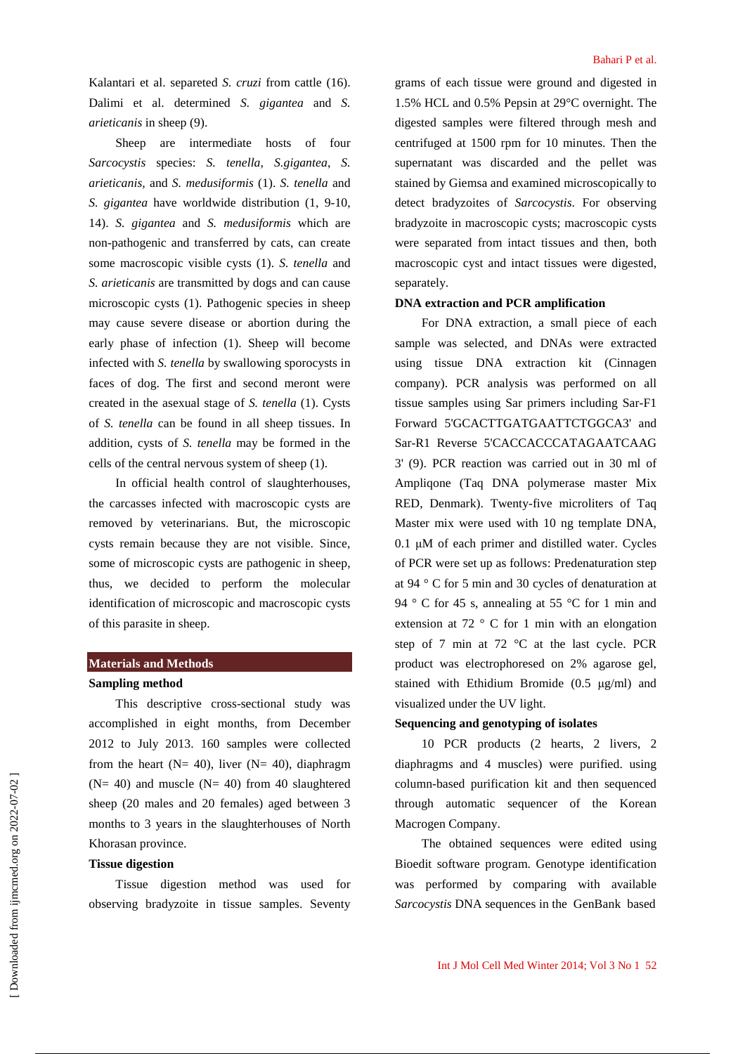Kalantari et al. separeted *S. cruzi* from cattle (16). Dalimi et al. determined *S. gigantea* and *S. arieticanis* in sheep (9).

Sheep are intermediate hosts of four *Sarcocystis* species: *S. tenella*, *S.gigantea*, *S. arieticanis*, and *S. medusiformis* (1). *S. tenella* and *S. gigantea* have worldwide distribution (1, 9-10, 14). *S. gigantea* and *S. medusiformis* which are non-pathogenic and transferred by cats, can create some macroscopic visible cysts (1). *S. tenella* and *S. arieticanis* are transmitted by dogs and can cause microscopic cysts (1). Pathogenic species in sheep may cause severe disease or abortion during the early phase of infection (1). Sheep will become infected with *S. tenella* by swallowing sporocysts in faces of dog. The first and second meront were created in the asexual stage of *S. tenella* (1). Cysts of *S. tenella* can be found in all sheep tissues. In addition, cysts of *S. tenella* may be formed in the cells of the central nervous system of sheep (1).

In official health control of slaughterhouses, the carcasses infected with macroscopic cysts are removed by veterinarians. But, the microscopic cysts remain because they are not visible. Since, some of microscopic cysts are pathogenic in sheep, thus, we decided to perform the molecular identification of microscopic and macroscopic cysts of this parasite in sheep.

## Materials and Methods

### Sampling method

This descriptive cross-sectional study was accomplished in eight months, from December 2012 to July 2013. 160 samples were collected from the heart (N= 40), liver (N= 40), diaphragm (N= 40) and muscle (N= 40) from 40 slaughtered sheep (20 males and 20 females) aged between 3 months to 3 years in the slaughterhouses of North Khorasan province.

### Tissue digestion

Tissue digestion method was used for observing bradyzoite in tissue samples. Seventy grams of each tissue were ground and digested in 1.5% HCL and 0.5% Pepsin at 29°C overnight. The digested samples were filtered through mesh and centrifuged at 1500 rpm for 10 minutes. Then the supernatant was discarded and the pellet was stained by Giemsa and examined microscopically to detect bradyzoites of *Sarcocystis*. For observing bradyzoite in macroscopic cysts; macroscopic cysts were separated from intact tissues and then, both macroscopic cyst and intact tissues were digested, separately.

### DNA extraction and PCR amplification

For DNA extraction, a small piece of each sample was selected, and DNAs were extracted using tissue DNA extraction kit (Cinnagen company). PCR analysis was performed on all tissue samples using Sar primers including Sar-F1 Forward 5'GCACTTGATGAATTCTGGCA3' and Sar-R1 Reverse 5'CACCACCCATAGAATCAAG 3' (9). PCR reaction was carried out in 30 ml of Ampliqone (Taq DNA polymerase master Mix RED, Denmark). Twenty-five microliters of Taq Master mix were used with 10 ng template DNA, 0.1 μM of each primer and distilled water. Cycles of PCR were set up as follows: Predenaturation step at 94 ° C for 5 min and 30 cycles of denaturation at 94 ° C for 45 s, annealing at 55 °C for 1 min and extension at 72 ° C for 1 min with an elongation step of 7 min at 72 °C at the last cycle. PCR product was electrophoresed on 2% agarose gel, stained with Ethidium Bromide (0.5 μg/ml) and visualized under the UV light.

### Sequencing and genotyping of isolates

10 PCR products (2 hearts, 2 livers, 2 diaphragms and 4 muscles) were purified. using column-based purification kit and then sequenced through automatic sequencer of the Korean Macrogen Company.

The obtained sequences were edited using Bioedit software program. Genotype identification was performed by comparing with available *Sarcocystis* DNA sequences in the GenBank based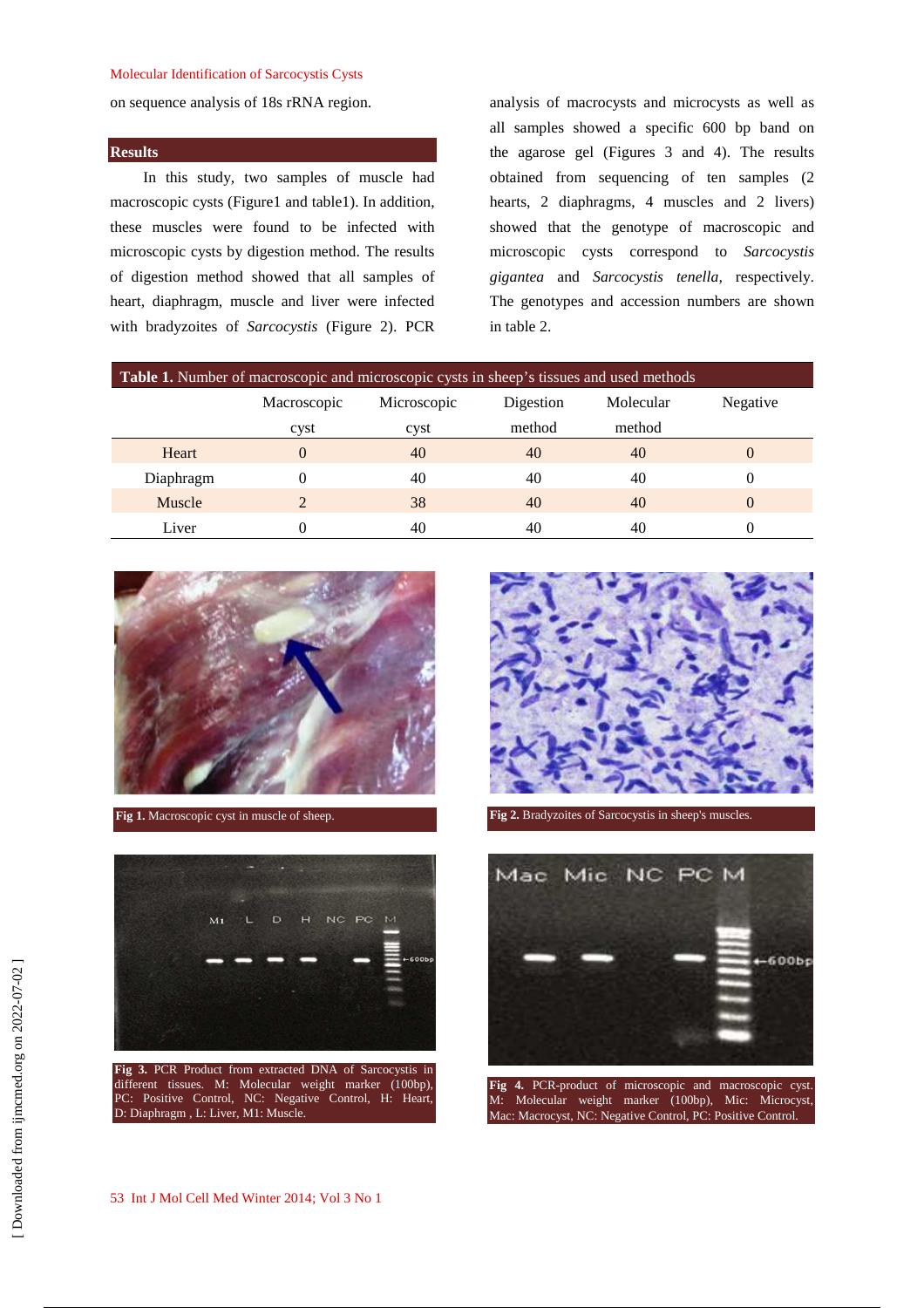on sequence analysis of 18s rRNA region.

## Results

In this study, two samples of muscle had macroscopic cysts (Figure1 and table1). In addition, these muscles were found to be infected with microscopic cysts by digestion method. The results of digestion method showed that all samples of heart, diaphragm, muscle and liver were infected with bradyzoites of *Sarcocystis* (Figure 2). PCR analysis of macrocysts and microcysts as well as all samples showed a specific 600 bp band on the agarose gel (Figures 3 and 4). The results obtained from sequencing of ten samples (2 hearts, 2 diaphragms, 4 muscles and 2 livers) showed that the genotype of macroscopic and microscopic cysts correspond to *Sarcocystis gigantea* and *Sarcocystis tenella*, respectively. The genotypes and accession numbers are shown in table 2.

**Table 1.** Number of macroscopic and microscopic cysts in sheep's tissues and used methods

| | Macroscopic cyst | Microscopic cyst | Digestion method | Molecular method | Negative |
|---|---|---|---|---|---|
| Heart | 0 | 40 | 40 | 40 | 0 |
| Diaphragm | 0 | 40 | 40 | 40 | 0 |
| Muscle | 2 | 38 | 40 | 40 | 0 |
| Liver | 0 | 40 | 40 | 40 | 0 |

**Fig 1.** Macroscopic cyst in muscle of sheep.

**Fig 2.** Bradyzoites of Sarcocystis in sheep's muscles.

**Fig 3.** PCR Product from extracted DNA of Sarcocystis in different tissues. M: Molecular weight marker (100bp), PC: Positive Control, NC: Negative Control, H: Heart, D: Diaphragm , L: Liver, M1: Muscle.

**Fig 4.** PCR-product of microscopic and macroscopic cyst. M: Molecular weight marker (100bp), Mic: Microcyst, Mac: Macrocyst, NC: Negative Control, PC: Positive Control.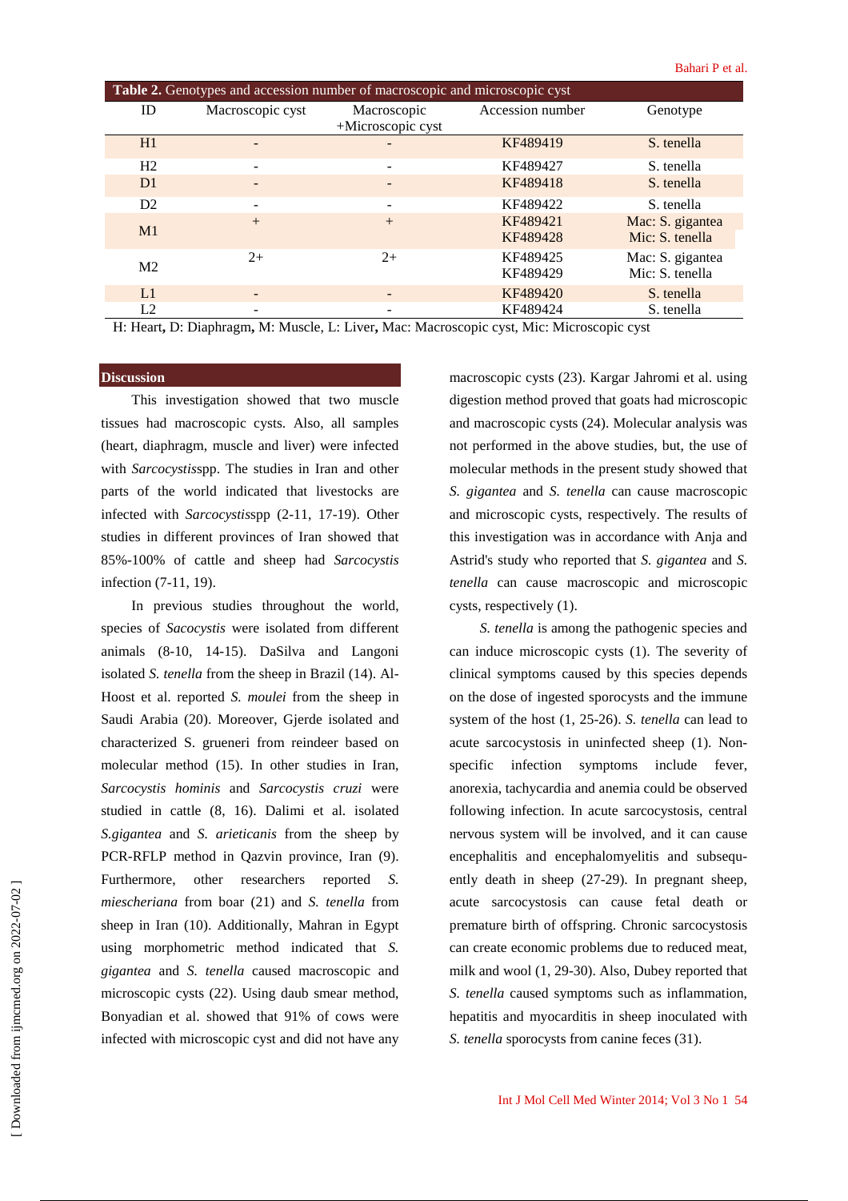**Table 2.** Genotypes and accession number of macroscopic and microscopic cyst

| ID | Macroscopic cyst | Macroscopic +Microscopic cyst | Accession number | Genotype |
|---|---|---|---|---|
| H1 | - | - | KF489419 | S. tenella |
| H2 | - | - | KF489427 | S. tenella |
| D1 | - | - | KF489418 | S. tenella |
| D2 | - | - | KF489422 | S. tenella |
| M1 | + | + | KF489421<br>KF489428 | Mac: S. gigantea<br>Mic: S. tenella |
| M2 | 2+ | 2+ | KF489425<br>KF489429 | Mac: S. gigantea<br>Mic: S. tenella |
| L1 | - | - | KF489420 | S. tenella |
| L2 | - | - | KF489424 | S. tenella |

H: Heart**,** D: Diaphragm**,** M: Muscle, L: Liver**,** Mac: Macroscopic cyst, Mic: Microscopic cyst

## Discussion

This investigation showed that two muscle tissues had macroscopic cysts. Also, all samples (heart, diaphragm, muscle and liver) were infected with *Sarcocystis*spp. The studies in Iran and other parts of the world indicated that livestocks are infected with *Sarcocystis*spp (2-11, 17-19). Other studies in different provinces of Iran showed that 85%-100% of cattle and sheep had *Sarcocystis* infection (7-11, 19).

In previous studies throughout the world, species of *Sacocystis* were isolated from different animals (8-10, 14-15). DaSilva and Langoni isolated *S. tenella* from the sheep in Brazil (14). Al-Hoost et al. reported *S. moulei* from the sheep in Saudi Arabia (20). Moreover, Gjerde isolated and characterized S. grueneri from reindeer based on molecular method (15). In other studies in Iran, *Sarcocystis hominis* and *Sarcocystis cruzi* were studied in cattle (8, 16). Dalimi et al. isolated *S.gigantea* and *S. arieticanis* from the sheep by PCR-RFLP method in Qazvin province, Iran (9). Furthermore, other researchers reported *S. miescheriana* from boar (21) and *S. tenella* from sheep in Iran (10). Additionally, Mahran in Egypt using morphometric method indicated that *S. gigantea* and *S. tenella* caused macroscopic and microscopic cysts (22). Using daub smear method, Bonyadian et al. showed that 91% of cows were infected with microscopic cyst and did not have any macroscopic cysts (23). Kargar Jahromi et al. using digestion method proved that goats had microscopic and macroscopic cysts (24). Molecular analysis was not performed in the above studies, but, the use of molecular methods in the present study showed that *S. gigantea* and *S. tenella* can cause macroscopic and microscopic cysts, respectively. The results of this investigation was in accordance with Anja and Astrid's study who reported that *S. gigantea* and *S. tenella* can cause macroscopic and microscopic cysts, respectively (1).

*S. tenella* is among the pathogenic species and can induce microscopic cysts (1). The severity of clinical symptoms caused by this species depends on the dose of ingested sporocysts and the immune system of the host (1, 25-26). *S. tenella* can lead to acute sarcocystosis in uninfected sheep (1). Non-specific infection symptoms include fever, anorexia, tachycardia and anemia could be observed following infection. In acute sarcocystosis, central nervous system will be involved, and it can cause encephalitis and encephalomyelitis and subsequently death in sheep (27-29). In pregnant sheep, acute sarcocystosis can cause fetal death or premature birth of offspring. Chronic sarcocystosis can create economic problems due to reduced meat, milk and wool (1, 29-30). Also, Dubey reported that *S. tenella* caused symptoms such as inflammation, hepatitis and myocarditis in sheep inoculated with *S. tenella* sporocysts from canine feces (31).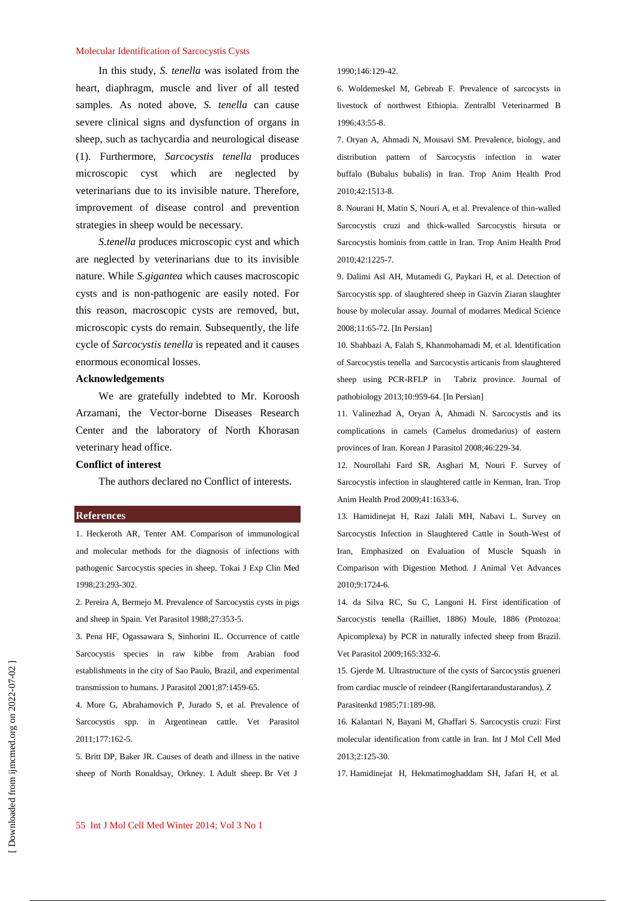In this study, *S. tenella* was isolated from the heart, diaphragm, muscle and liver of all tested samples. As noted above, *S. tenella* can cause severe clinical signs and dysfunction of organs in sheep, such as tachycardia and neurological disease (1). Furthermore, *Sarcocystis tenella* produces microscopic cyst which are neglected by veterinarians due to its invisible nature. Therefore, improvement of disease control and prevention strategies in sheep would be necessary.

*S.tenella* produces microscopic cyst and which are neglected by veterinarians due to its invisible nature. While *S.gigantea* which causes macroscopic cysts and is non-pathogenic are easily noted. For this reason, macroscopic cysts are removed, but, microscopic cysts do remain. Subsequently, the life cycle of *Sarcocystis tenella* is repeated and it causes enormous economical losses.

## Acknowledgements

We are gratefully indebted to Mr. Koroosh Arzamani, the Vector-borne Diseases Research Center and the laboratory of North Khorasan veterinary head office.

## Conflict of interest

The authors declared no Conflict of interests.

## References

1. Heckeroth AR, Tenter AM. Comparison of immunological and molecular methods for the diagnosis of infections with pathogenic Sarcocystis species in sheep. Tokai J Exp Clin Med 1998;23:293-302.

2. Pereira A, Bermejo M. Prevalence of Sarcocystis cysts in pigs and sheep in Spain. Vet Parasitol 1988;27:353-5.

3. Pena HF, Ogassawara S, Sinhorini IL. Occurrence of cattle Sarcocystis species in raw kibbe from Arabian food establishments in the city of Sao Paulo, Brazil, and experimental transmission to humans. J Parasitol 2001;87:1459-65.

4. More G, Abrahamovich P, Jurado S, et al. Prevalence of Sarcocystis spp. in Argentinean cattle. Vet Parasitol 2011;177:162-5.

5. Britt DP, Baker JR. Causes of death and illness in the native sheep of North Ronaldsay, Orkney. I. Adult sheep. Br Vet J 1990;146:129-42.

6. Woldemeskel M, Gebreab F. Prevalence of sarcocysts in livestock of northwest Ethiopia. Zentralbl Veterinarmed B 1996;43:55-8.

7. Oryan A, Ahmadi N, Mousavi SM. Prevalence, biology, and distribution pattern of Sarcocystis infection in water buffalo (Bubalus bubalis) in Iran. Trop Anim Health Prod 2010;42:1513-8.

8. Nourani H, Matin S, Nouri A, et al. Prevalence of thin-walled Sarcocystis cruzi and thick-walled Sarcocystis hirsuta or Sarcocystis hominis from cattle in Iran. Trop Anim Health Prod 2010;42:1225-7.

9. Dalimi Asl AH, Mutamedi G, Paykari H, et al. Detection of Sarcocystis spp. of slaughtered sheep in Gazvin Ziaran slaughter house by molecular assay. Journal of modarres Medical Science 2008;11:65-72. [In Persian]

10. Shahbazi A, Falah S, Khanmohamadi M, et al. Identification of Sarcocystis tenella and Sarcocystis articanis from slaughtered sheep using PCR-RFLP in Tabriz province. Journal of pathobiology 2013;10:959-64. [In Persian]

11. Valinezhad A, Oryan A, Ahmadi N. Sarcocystis and its complications in camels (Camelus dromedarius) of eastern provinces of Iran. Korean J Parasitol 2008;46:229-34.

12. Nourollahi Fard SR, Asghari M, Nouri F. Survey of Sarcocystis infection in slaughtered cattle in Kerman, Iran. Trop Anim Health Prod 2009;41:1633-6.

13. Hamidinejat H, Razi Jalali MH, Nabavi L. Survey on Sarcocystis Infection in Slaughtered Cattle in South-West of Iran, Emphasized on Evaluation of Muscle Squash in Comparison with Digestion Method. J Animal Vet Advances 2010;9:1724-6.

14. da Silva RC, Su C, Langoni H. First identification of Sarcocystis tenella (Railliet, 1886) Moule, 1886 (Protozoa: Apicomplexa) by PCR in naturally infected sheep from Brazil. Vet Parasitol 2009;165:332-6.

15. Gjerde M. Ultrastructure of the cysts of Sarcocystis grueneri from cardiac muscle of reindeer (Rangifertarandustarandus). Z Parasitenkd 1985;71:189-98.

16. Kalantari N, Bayani M, Ghaffari S. Sarcocystis cruzi: First molecular identification from cattle in Iran. Int J Mol Cell Med 2013;2:125-30.

17. Hamidinejat H, Hekmatimoghaddam SH, Jafari H, et al.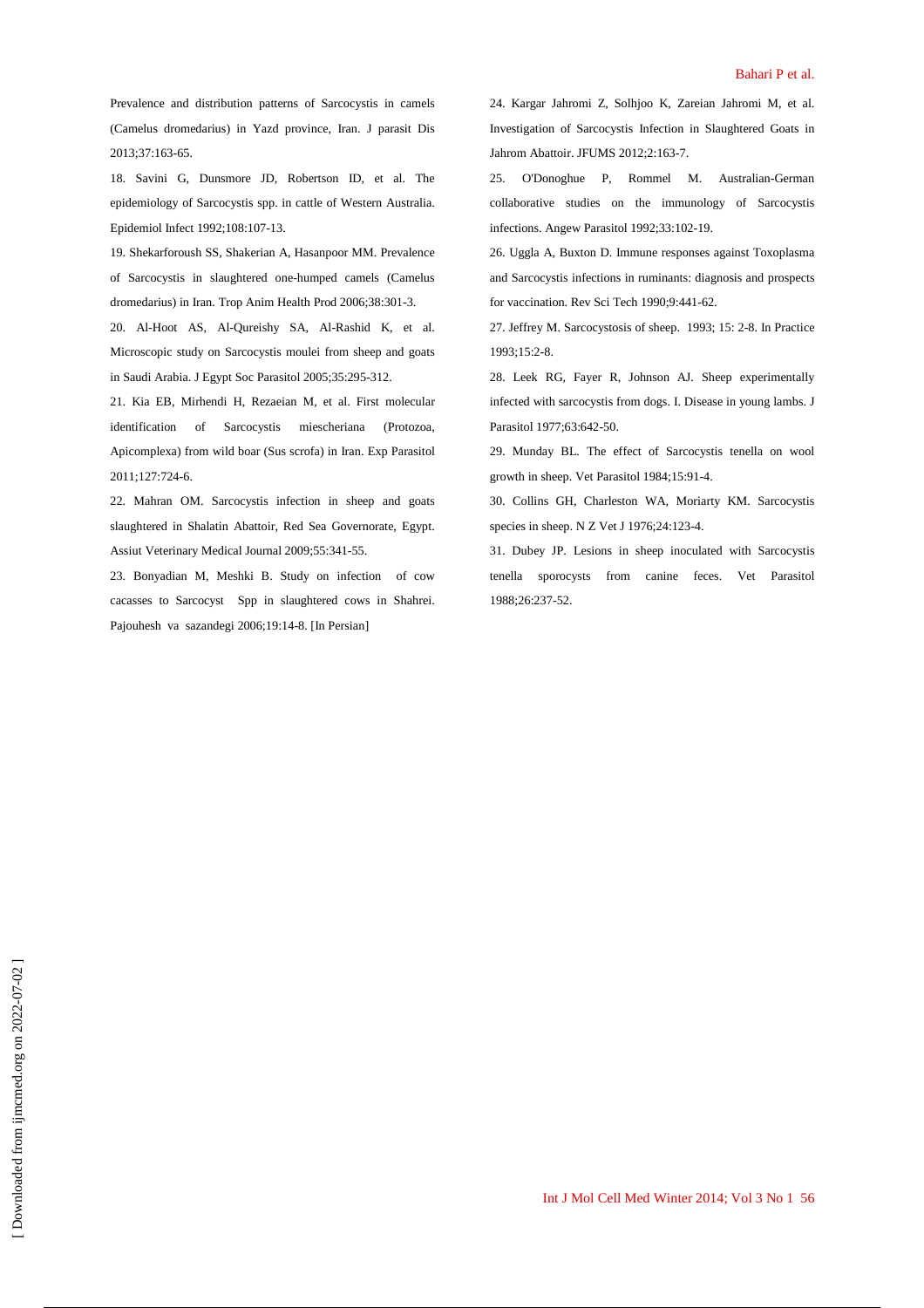Prevalence and distribution patterns of Sarcocystis in camels (Camelus dromedarius) in Yazd province, Iran. J parasit Dis 2013;37:163-65.

18. Savini G, Dunsmore JD, Robertson ID, et al. The epidemiology of Sarcocystis spp. in cattle of Western Australia. Epidemiol Infect 1992;108:107-13.

19. Shekarforoush SS, Shakerian A, Hasanpoor MM. Prevalence of Sarcocystis in slaughtered one-humped camels (Camelus dromedarius) in Iran. Trop Anim Health Prod 2006;38:301-3.

20. Al-Hoot AS, Al-Qureishy SA, Al-Rashid K, et al. Microscopic study on Sarcocystis moulei from sheep and goats in Saudi Arabia. J Egypt Soc Parasitol 2005;35:295-312.

21. Kia EB, Mirhendi H, Rezaeian M, et al. First molecular identification of Sarcocystis miescheriana (Protozoa, Apicomplexa) from wild boar (Sus scrofa) in Iran. Exp Parasitol 2011;127:724-6.

22. Mahran OM. Sarcocystis infection in sheep and goats slaughtered in Shalatin Abattoir, Red Sea Governorate, Egypt. Assiut Veterinary Medical Journal 2009;55:341-55.

23. Bonyadian M, Meshki B. Study on infection of cow cacasses to Sarcocyst Spp in slaughtered cows in Shahrei. Pajouhesh va sazandegi 2006;19:14-8. [In Persian]

24. Kargar Jahromi Z, Solhjoo K, Zareian Jahromi M, et al. Investigation of Sarcocystis Infection in Slaughtered Goats in Jahrom Abattoir. JFUMS 2012;2:163-7.

25. O'Donoghue P, Rommel M. Australian-German collaborative studies on the immunology of Sarcocystis infections. Angew Parasitol 1992;33:102-19.

26. Uggla A, Buxton D. Immune responses against Toxoplasma and Sarcocystis infections in ruminants: diagnosis and prospects for vaccination. Rev Sci Tech 1990;9:441-62.

27. Jeffrey M. Sarcocystosis of sheep. 1993; 15: 2-8. In Practice 1993;15:2-8.

28. Leek RG, Fayer R, Johnson AJ. Sheep experimentally infected with sarcocystis from dogs. I. Disease in young lambs. J Parasitol 1977;63:642-50.

29. Munday BL. The effect of Sarcocystis tenella on wool growth in sheep. Vet Parasitol 1984;15:91-4.

30. Collins GH, Charleston WA, Moriarty KM. Sarcocystis species in sheep. N Z Vet J 1976;24:123-4.

31. Dubey JP. Lesions in sheep inoculated with Sarcocystis tenella sporocysts from canine feces. Vet Parasitol 1988;26:237-52.